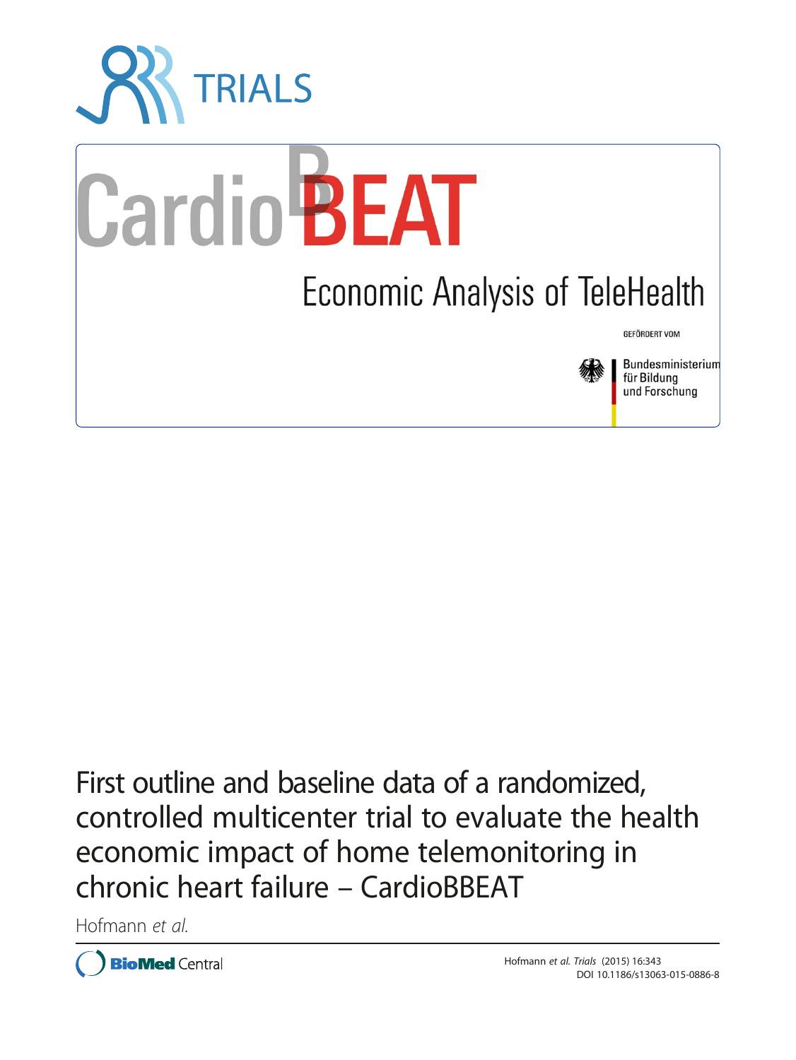TRIALS

CardioBBEAT

Economic Analysis of TeleHealth

GEFÖRDERT VOM

Bundesministerium für Bildung und Forschung

# First outline and baseline data of a randomized, controlled multicenter trial to evaluate the health economic impact of home telemonitoring in chronic heart failure – CardioBBEAT

Hofmann *et al.*

Hofmann *et al. Trials* (2015) 16:343
DOI 10.1186/s13063-015-0886-8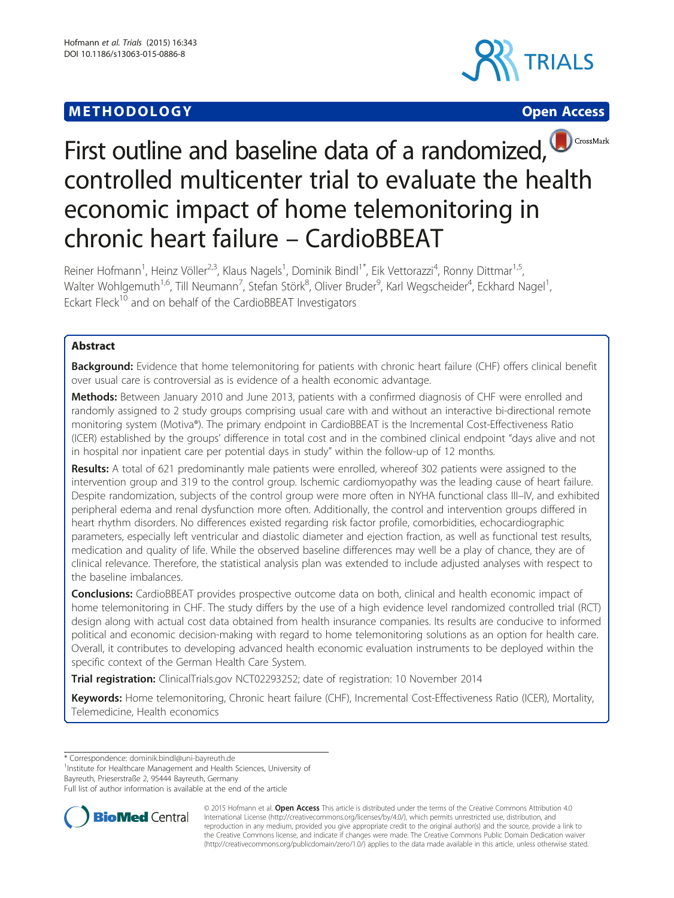# First outline and baseline data of a randomized, controlled multicenter trial to evaluate the health economic impact of home telemonitoring in chronic heart failure – CardioBBEAT

Reiner Hofmann[1], Heinz Völler[2,3], Klaus Nagels[1], Dominik Bindl[1*], Eik Vettorazzi[4], Ronny Dittmar[1,5], Walter Wohlgemuth[1,6], Till Neumann[7], Stefan Störk[8], Oliver Bruder[9], Karl Wegscheider[4], Eckhard Nagel[1], Eckart Fleck[10] and on behalf of the CardioBBEAT Investigators

## Abstract

**Background:** Evidence that home telemonitoring for patients with chronic heart failure (CHF) offers clinical benefit over usual care is controversial as is evidence of a health economic advantage.

**Methods:** Between January 2010 and June 2013, patients with a confirmed diagnosis of CHF were enrolled and randomly assigned to 2 study groups comprising usual care with and without an interactive bi-directional remote monitoring system (Motiva®). The primary endpoint in CardioBBEAT is the Incremental Cost-Effectiveness Ratio (ICER) established by the groups' difference in total cost and in the combined clinical endpoint "days alive and not in hospital nor inpatient care per potential days in study" within the follow-up of 12 months.

**Results:** A total of 621 predominantly male patients were enrolled, whereof 302 patients were assigned to the intervention group and 319 to the control group. Ischemic cardiomyopathy was the leading cause of heart failure. Despite randomization, subjects of the control group were more often in NYHA functional class III–IV, and exhibited peripheral edema and renal dysfunction more often. Additionally, the control and intervention groups differed in heart rhythm disorders. No differences existed regarding risk factor profile, comorbidities, echocardiographic parameters, especially left ventricular and diastolic diameter and ejection fraction, as well as functional test results, medication and quality of life. While the observed baseline differences may well be a play of chance, they are of clinical relevance. Therefore, the statistical analysis plan was extended to include adjusted analyses with respect to the baseline imbalances.

**Conclusions:** CardioBBEAT provides prospective outcome data on both, clinical and health economic impact of home telemonitoring in CHF. The study differs by the use of a high evidence level randomized controlled trial (RCT) design along with actual cost data obtained from health insurance companies. Its results are conducive to informed political and economic decision-making with regard to home telemonitoring solutions as an option for health care. Overall, it contributes to developing advanced health economic evaluation instruments to be deployed within the specific context of the German Health Care System.

**Trial registration:** ClinicalTrials.gov NCT02293252; date of registration: 10 November 2014

**Keywords:** Home telemonitoring, Chronic heart failure (CHF), Incremental Cost-Effectiveness Ratio (ICER), Mortality, Telemedicine, Health economics

\* Correspondence: dominik.bindl@uni-bayreuth.de
[1]Institute for Healthcare Management and Health Sciences, University of Bayreuth, Prieserstraße 2, 95444 Bayreuth, Germany
Full list of author information is available at the end of the article

© 2015 Hofmann et al. **Open Access** This article is distributed under the terms of the Creative Commons Attribution 4.0 International License (http://creativecommons.org/licenses/by/4.0/), which permits unrestricted use, distribution, and reproduction in any medium, provided you give appropriate credit to the original author(s) and the source, provide a link to the Creative Commons license, and indicate if changes were made. The Creative Commons Public Domain Dedication waiver (http://creativecommons.org/publicdomain/zero/1.0/) applies to the data made available in this article, unless otherwise stated.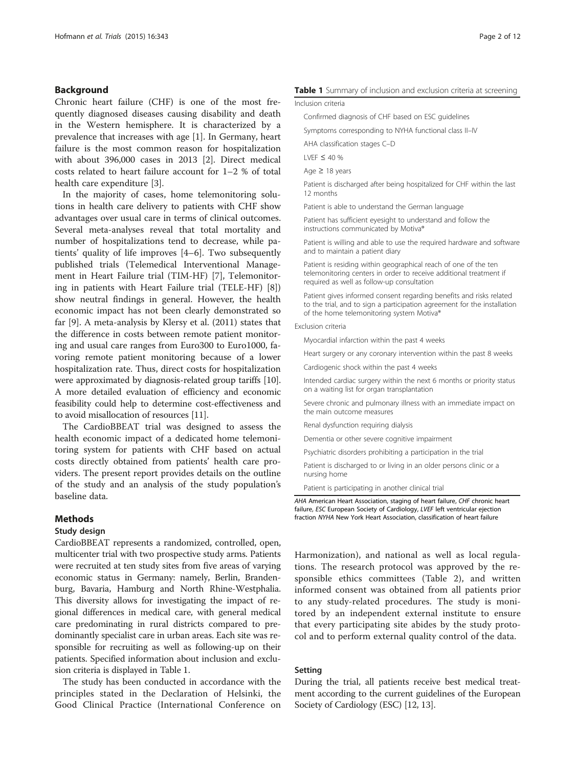## Background

Chronic heart failure (CHF) is one of the most frequently diagnosed diseases causing disability and death in the Western hemisphere. It is characterized by a prevalence that increases with age [1]. In Germany, heart failure is the most common reason for hospitalization with about 396,000 cases in 2013 [2]. Direct medical costs related to heart failure account for 1–2 % of total health care expenditure [3].

In the majority of cases, home telemonitoring solutions in health care delivery to patients with CHF show advantages over usual care in terms of clinical outcomes. Several meta-analyses reveal that total mortality and number of hospitalizations tend to decrease, while patients' quality of life improves [4–6]. Two subsequently published trials (Telemedical Interventional Management in Heart Failure trial (TIM-HF) [7], Telemonitoring in patients with Heart Failure trial (TELE-HF) [8]) show neutral findings in general. However, the health economic impact has not been clearly demonstrated so far [9]. A meta-analysis by Klersy et al. (2011) states that the difference in costs between remote patient monitoring and usual care ranges from Euro300 to Euro1000, favoring remote patient monitoring because of a lower hospitalization rate. Thus, direct costs for hospitalization were approximated by diagnosis-related group tariffs [10]. A more detailed evaluation of efficiency and economic feasibility could help to determine cost-effectiveness and to avoid misallocation of resources [11].

The CardioBBEAT trial was designed to assess the health economic impact of a dedicated home telemonitoring system for patients with CHF based on actual costs directly obtained from patients' health care providers. The present report provides details on the outline of the study and an analysis of the study population's baseline data.

## Methods

### Study design

CardioBBEAT represents a randomized, controlled, open, multicenter trial with two prospective study arms. Patients were recruited at ten study sites from five areas of varying economic status in Germany: namely, Berlin, Brandenburg, Bavaria, Hamburg and North Rhine-Westphalia. This diversity allows for investigating the impact of regional differences in medical care, with general medical care predominating in rural districts compared to predominantly specialist care in urban areas. Each site was responsible for recruiting as well as following-up on their patients. Specified information about inclusion and exclusion criteria is displayed in Table 1.

**Table 1** Summary of inclusion and exclusion criteria at screening

| |
|---|
| **Inclusion criteria** |
| Confirmed diagnosis of CHF based on ESC guidelines |
| Symptoms corresponding to NYHA functional class II–IV |
| AHA classification stages C–D |
| LVEF ≤ 40 % |
| Age ≥ 18 years |
| Patient is discharged after being hospitalized for CHF within the last 12 months |
| Patient is able to understand the German language |
| Patient has sufficient eyesight to understand and follow the instructions communicated by Motiva® |
| Patient is willing and able to use the required hardware and software and to maintain a patient diary |
| Patient is residing within geographical reach of one of the ten telemonitoring centers in order to receive additional treatment if required as well as follow-up consultation |
| Patient gives informed consent regarding benefits and risks related to the trial, and to sign a participation agreement for the installation of the home telemonitoring system Motiva® |
| **Exclusion criteria** |
| Myocardial infarction within the past 4 weeks |
| Heart surgery or any coronary intervention within the past 8 weeks |
| Cardiogenic shock within the past 4 weeks |
| Intended cardiac surgery within the next 6 months or priority status on a waiting list for organ transplantation |
| Severe chronic and pulmonary illness with an immediate impact on the main outcome measures |
| Renal dysfunction requiring dialysis |
| Dementia or other severe cognitive impairment |
| Psychiatric disorders prohibiting a participation in the trial |
| Patient is discharged to or living in an older persons clinic or a nursing home |
| Patient is participating in another clinical trial |

*AHA* American Heart Association, staging of heart failure, *CHF* chronic heart failure, *ESC* European Society of Cardiology, *LVEF* left ventricular ejection fraction *NYHA* New York Heart Association, classification of heart failure

The study has been conducted in accordance with the principles stated in the Declaration of Helsinki, the Good Clinical Practice (International Conference on Harmonization), and national as well as local regulations. The research protocol was approved by the responsible ethics committees (Table 2), and written informed consent was obtained from all patients prior to any study-related procedures. The study is monitored by an independent external institute to ensure that every participating site abides by the study protocol and to perform external quality control of the data.

### Setting

During the trial, all patients receive best medical treatment according to the current guidelines of the European Society of Cardiology (ESC) [12, 13].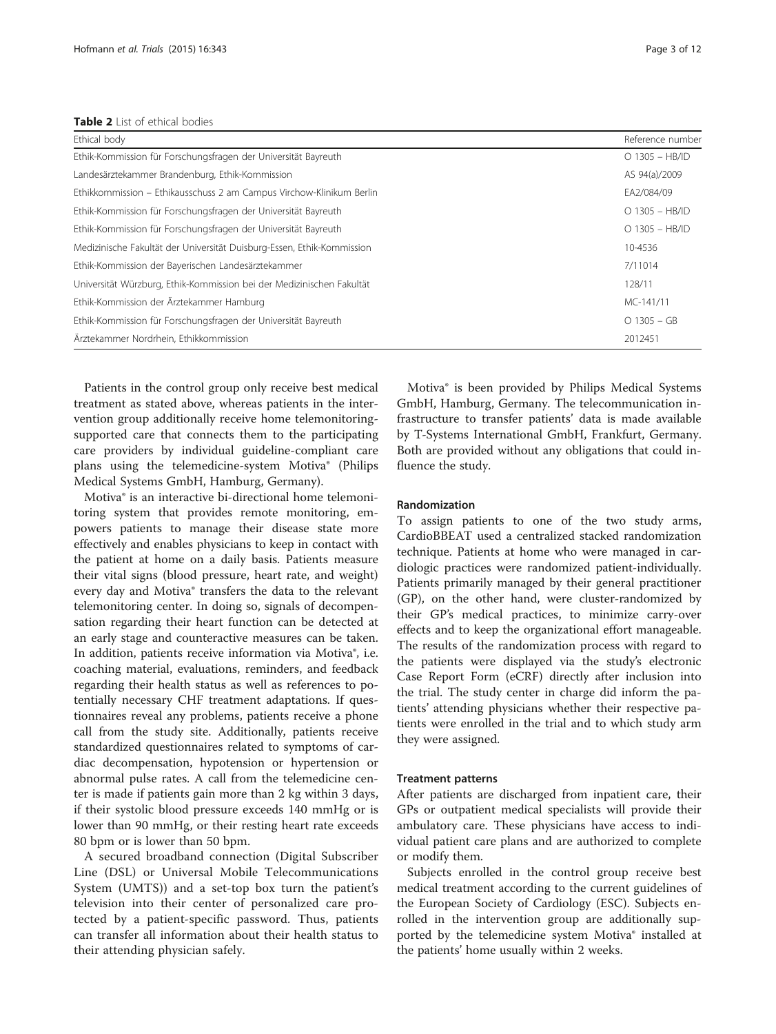**Table 2** List of ethical bodies

| Ethical body | Reference number |
| --- | --- |
| Ethik-Kommission für Forschungsfragen der Universität Bayreuth | O 1305 – HB/ID |
| Landesärztekammer Brandenburg, Ethik-Kommission | AS 94(a)/2009 |
| Ethikkommission – Ethikausschuss 2 am Campus Virchow-Klinikum Berlin | EA2/084/09 |
| Ethik-Kommission für Forschungsfragen der Universität Bayreuth | O 1305 – HB/ID |
| Ethik-Kommission für Forschungsfragen der Universität Bayreuth | O 1305 – HB/ID |
| Medizinische Fakultät der Universität Duisburg-Essen, Ethik-Kommission | 10-4536 |
| Ethik-Kommission der Bayerischen Landesärztekammer | 7/11014 |
| Universität Würzburg, Ethik-Kommission bei der Medizinischen Fakultät | 128/11 |
| Ethik-Kommission der Ärztekammer Hamburg | MC-141/11 |
| Ethik-Kommission für Forschungsfragen der Universität Bayreuth | O 1305 – GB |
| Ärztekammer Nordrhein, Ethikkommission | 2012451 |

Patients in the control group only receive best medical treatment as stated above, whereas patients in the intervention group additionally receive home telemonitoring-supported care that connects them to the participating care providers by individual guideline-compliant care plans using the telemedicine-system Motiva® (Philips Medical Systems GmbH, Hamburg, Germany).

Motiva® is an interactive bi-directional home telemonitoring system that provides remote monitoring, empowers patients to manage their disease state more effectively and enables physicians to keep in contact with the patient at home on a daily basis. Patients measure their vital signs (blood pressure, heart rate, and weight) every day and Motiva® transfers the data to the relevant telemonitoring center. In doing so, signals of decompensation regarding their heart function can be detected at an early stage and counteractive measures can be taken. In addition, patients receive information via Motiva®, i.e. coaching material, evaluations, reminders, and feedback regarding their health status as well as references to potentially necessary CHF treatment adaptations. If questionnaires reveal any problems, patients receive a phone call from the study site. Additionally, patients receive standardized questionnaires related to symptoms of cardiac decompensation, hypotension or hypertension or abnormal pulse rates. A call from the telemedicine center is made if patients gain more than 2 kg within 3 days, if their systolic blood pressure exceeds 140 mmHg or is lower than 90 mmHg, or their resting heart rate exceeds 80 bpm or is lower than 50 bpm.

A secured broadband connection (Digital Subscriber Line (DSL) or Universal Mobile Telecommunications System (UMTS)) and a set-top box turn the patient's television into their center of personalized care protected by a patient-specific password. Thus, patients can transfer all information about their health status to their attending physician safely.

Motiva® is been provided by Philips Medical Systems GmbH, Hamburg, Germany. The telecommunication infrastructure to transfer patients' data is made available by T-Systems International GmbH, Frankfurt, Germany. Both are provided without any obligations that could influence the study.

#### Randomization

To assign patients to one of the two study arms, CardioBBEAT used a centralized stacked randomization technique. Patients at home who were managed in cardiologic practices were randomized patient-individually. Patients primarily managed by their general practitioner (GP), on the other hand, were cluster-randomized by their GP's medical practices, to minimize carry-over effects and to keep the organizational effort manageable. The results of the randomization process with regard to the patients were displayed via the study's electronic Case Report Form (eCRF) directly after inclusion into the trial. The study center in charge did inform the patients' attending physicians whether their respective patients were enrolled in the trial and to which study arm they were assigned.

#### Treatment patterns

After patients are discharged from inpatient care, their GPs or outpatient medical specialists will provide their ambulatory care. These physicians have access to individual patient care plans and are authorized to complete or modify them.

Subjects enrolled in the control group receive best medical treatment according to the current guidelines of the European Society of Cardiology (ESC). Subjects enrolled in the intervention group are additionally supported by the telemedicine system Motiva® installed at the patients' home usually within 2 weeks.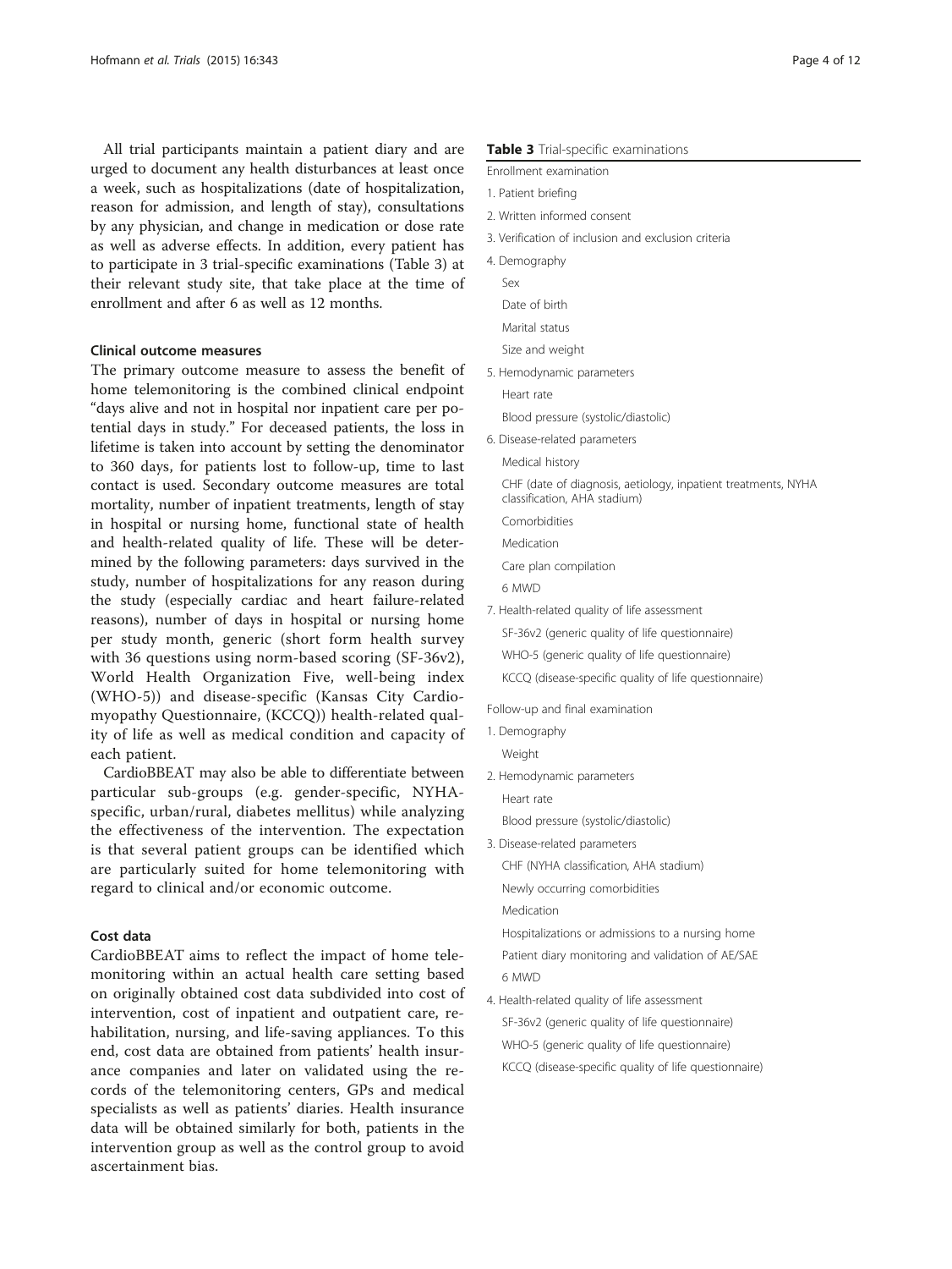All trial participants maintain a patient diary and are urged to document any health disturbances at least once a week, such as hospitalizations (date of hospitalization, reason for admission, and length of stay), consultations by any physician, and change in medication or dose rate as well as adverse effects. In addition, every patient has to participate in 3 trial-specific examinations (Table 3) at their relevant study site, that take place at the time of enrollment and after 6 as well as 12 months.

### Clinical outcome measures

The primary outcome measure to assess the benefit of home telemonitoring is the combined clinical endpoint "days alive and not in hospital nor inpatient care per potential days in study." For deceased patients, the loss in lifetime is taken into account by setting the denominator to 360 days, for patients lost to follow-up, time to last contact is used. Secondary outcome measures are total mortality, number of inpatient treatments, length of stay in hospital or nursing home, functional state of health and health-related quality of life. These will be determined by the following parameters: days survived in the study, number of hospitalizations for any reason during the study (especially cardiac and heart failure-related reasons), number of days in hospital or nursing home per study month, generic (short form health survey with 36 questions using norm-based scoring (SF-36v2), World Health Organization Five, well-being index (WHO-5)) and disease-specific (Kansas City Cardiomyopathy Questionnaire, (KCCQ)) health-related quality of life as well as medical condition and capacity of each patient.

CardioBBEAT may also be able to differentiate between particular sub-groups (e.g. gender-specific, NYHA-specific, urban/rural, diabetes mellitus) while analyzing the effectiveness of the intervention. The expectation is that several patient groups can be identified which are particularly suited for home telemonitoring with regard to clinical and/or economic outcome.

### Cost data

CardioBBEAT aims to reflect the impact of home telemonitoring within an actual health care setting based on originally obtained cost data subdivided into cost of intervention, cost of inpatient and outpatient care, rehabilitation, nursing, and life-saving appliances. To this end, cost data are obtained from patients' health insurance companies and later on validated using the records of the telemonitoring centers, GPs and medical specialists as well as patients' diaries. Health insurance data will be obtained similarly for both, patients in the intervention group as well as the control group to avoid ascertainment bias.

**Table 3** Trial-specific examinations

| |
|---|
| Enrollment examination |
| 1. Patient briefing |
| 2. Written informed consent |
| 3. Verification of inclusion and exclusion criteria |
| 4. Demography |
| Sex |
| Date of birth |
| Marital status |
| Size and weight |
| 5. Hemodynamic parameters |
| Heart rate |
| Blood pressure (systolic/diastolic) |
| 6. Disease-related parameters |
| Medical history |
| CHF (date of diagnosis, aetiology, inpatient treatments, NYHA classification, AHA stadium) |
| Comorbidities |
| Medication |
| Care plan compilation |
| 6 MWD |
| 7. Health-related quality of life assessment |
| SF-36v2 (generic quality of life questionnaire) |
| WHO-5 (generic quality of life questionnaire) |
| KCCQ (disease-specific quality of life questionnaire) |
| Follow-up and final examination |
| 1. Demography |
| Weight |
| 2. Hemodynamic parameters |
| Heart rate |
| Blood pressure (systolic/diastolic) |
| 3. Disease-related parameters |
| CHF (NYHA classification, AHA stadium) |
| Newly occurring comorbidities |
| Medication |
| Hospitalizations or admissions to a nursing home |
| Patient diary monitoring and validation of AE/SAE |
| 6 MWD |
| 4. Health-related quality of life assessment |
| SF-36v2 (generic quality of life questionnaire) |
| WHO-5 (generic quality of life questionnaire) |
| KCCQ (disease-specific quality of life questionnaire) |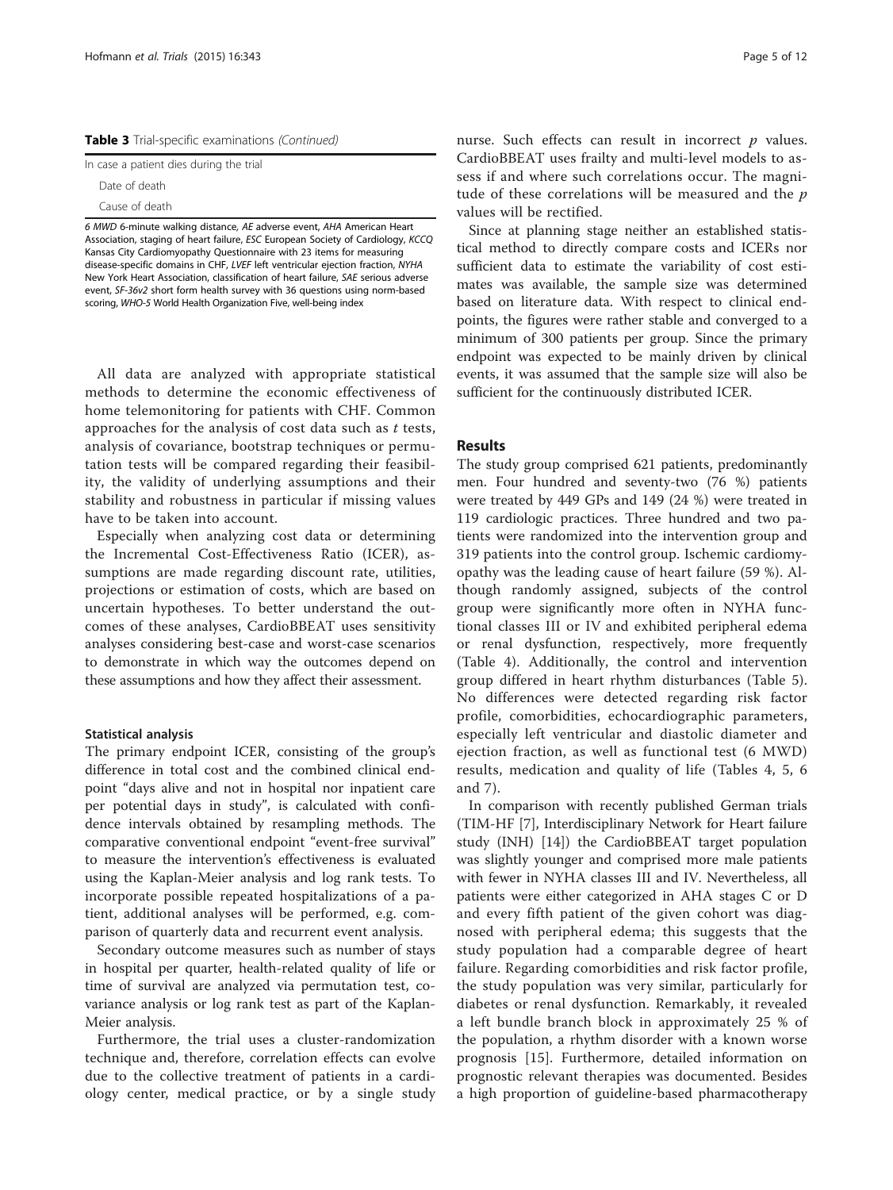**Table 3** Trial-specific examinations *(Continued)*

| In case a patient dies during the trial |
|---|
| Date of death |
| Cause of death |

*6 MWD* 6-minute walking distance, *AE* adverse event, *AHA* American Heart Association, staging of heart failure, *ESC* European Society of Cardiology, *KCCQ* Kansas City Cardiomyopathy Questionnaire with 23 items for measuring disease-specific domains in CHF, *LVEF* left ventricular ejection fraction, *NYHA* New York Heart Association, classification of heart failure, *SAE* serious adverse event, *SF-36v2* short form health survey with 36 questions using norm-based scoring, *WHO-5* World Health Organization Five, well-being index

All data are analyzed with appropriate statistical methods to determine the economic effectiveness of home telemonitoring for patients with CHF. Common approaches for the analysis of cost data such as *t* tests, analysis of covariance, bootstrap techniques or permutation tests will be compared regarding their feasibility, the validity of underlying assumptions and their stability and robustness in particular if missing values have to be taken into account.

Especially when analyzing cost data or determining the Incremental Cost-Effectiveness Ratio (ICER), assumptions are made regarding discount rate, utilities, projections or estimation of costs, which are based on uncertain hypotheses. To better understand the outcomes of these analyses, CardioBBEAT uses sensitivity analyses considering best-case and worst-case scenarios to demonstrate in which way the outcomes depend on these assumptions and how they affect their assessment.

#### Statistical analysis

The primary endpoint ICER, consisting of the group's difference in total cost and the combined clinical endpoint "days alive and not in hospital nor inpatient care per potential days in study", is calculated with confidence intervals obtained by resampling methods. The comparative conventional endpoint "event-free survival" to measure the intervention's effectiveness is evaluated using the Kaplan-Meier analysis and log rank tests. To incorporate possible repeated hospitalizations of a patient, additional analyses will be performed, e.g. comparison of quarterly data and recurrent event analysis.

Secondary outcome measures such as number of stays in hospital per quarter, health-related quality of life or time of survival are analyzed via permutation test, covariance analysis or log rank test as part of the Kaplan-Meier analysis.

Furthermore, the trial uses a cluster-randomization technique and, therefore, correlation effects can evolve due to the collective treatment of patients in a cardiology center, medical practice, or by a single study nurse. Such effects can result in incorrect *p* values. CardioBBEAT uses frailty and multi-level models to assess if and where such correlations occur. The magnitude of these correlations will be measured and the *p* values will be rectified.

Since at planning stage neither an established statistical method to directly compare costs and ICERs nor sufficient data to estimate the variability of cost estimates was available, the sample size was determined based on literature data. With respect to clinical endpoints, the figures were rather stable and converged to a minimum of 300 patients per group. Since the primary endpoint was expected to be mainly driven by clinical events, it was assumed that the sample size will also be sufficient for the continuously distributed ICER.

## Results

The study group comprised 621 patients, predominantly men. Four hundred and seventy-two (76 %) patients were treated by 449 GPs and 149 (24 %) were treated in 119 cardiologic practices. Three hundred and two patients were randomized into the intervention group and 319 patients into the control group. Ischemic cardiomyopathy was the leading cause of heart failure (59 %). Although randomly assigned, subjects of the control group were significantly more often in NYHA functional classes III or IV and exhibited peripheral edema or renal dysfunction, respectively, more frequently (Table 4). Additionally, the control and intervention group differed in heart rhythm disturbances (Table 5). No differences were detected regarding risk factor profile, comorbidities, echocardiographic parameters, especially left ventricular and diastolic diameter and ejection fraction, as well as functional test (6 MWD) results, medication and quality of life (Tables 4, 5, 6 and 7).

In comparison with recently published German trials (TIM-HF [7], Interdisciplinary Network for Heart failure study (INH) [14]) the CardioBBEAT target population was slightly younger and comprised more male patients with fewer in NYHA classes III and IV. Nevertheless, all patients were either categorized in AHA stages C or D and every fifth patient of the given cohort was diagnosed with peripheral edema; this suggests that the study population had a comparable degree of heart failure. Regarding comorbidities and risk factor profile, the study population was very similar, particularly for diabetes or renal dysfunction. Remarkably, it revealed a left bundle branch block in approximately 25 % of the population, a rhythm disorder with a known worse prognosis [15]. Furthermore, detailed information on prognostic relevant therapies was documented. Besides a high proportion of guideline-based pharmacotherapy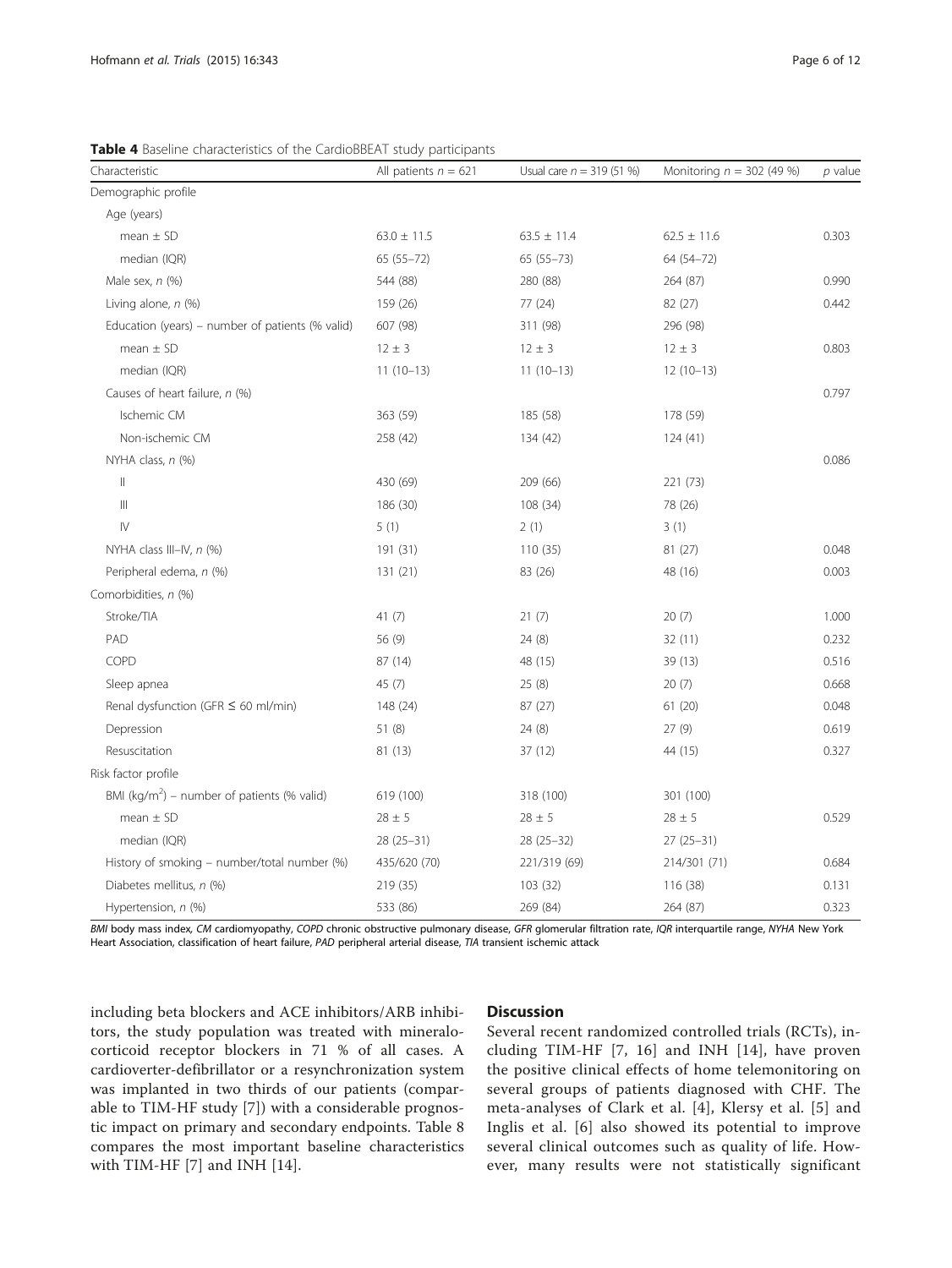**Table 4** Baseline characteristics of the CardioBBEAT study participants

| Characteristic | All patients $n = 621$ | Usual care $n = 319$ (51 %) | Monitoring $n = 302$ (49 %) | $p$ value |
|---|---|---|---|---|
| Demographic profile | | | | |
| Age (years) | | | | |
| mean ± SD | 63.0 ± 11.5 | 63.5 ± 11.4 | 62.5 ± 11.6 | 0.303 |
| median (IQR) | 65 (55–72) | 65 (55–73) | 64 (54–72) | |
| Male sex, $n$ (%) | 544 (88) | 280 (88) | 264 (87) | 0.990 |
| Living alone, $n$ (%) | 159 (26) | 77 (24) | 82 (27) | 0.442 |
| Education (years) – number of patients (% valid) | 607 (98) | 311 (98) | 296 (98) | |
| mean ± SD | 12 ± 3 | 12 ± 3 | 12 ± 3 | 0.803 |
| median (IQR) | 11 (10–13) | 11 (10–13) | 12 (10–13) | |
| Causes of heart failure, $n$ (%) | | | | 0.797 |
| Ischemic CM | 363 (59) | 185 (58) | 178 (59) | |
| Non-ischemic CM | 258 (42) | 134 (42) | 124 (41) | |
| NYHA class, $n$ (%) | | | | 0.086 |
| II | 430 (69) | 209 (66) | 221 (73) | |
| III | 186 (30) | 108 (34) | 78 (26) | |
| IV | 5 (1) | 2 (1) | 3 (1) | |
| NYHA class III–IV, $n$ (%) | 191 (31) | 110 (35) | 81 (27) | 0.048 |
| Peripheral edema, $n$ (%) | 131 (21) | 83 (26) | 48 (16) | 0.003 |
| Comorbidities, $n$ (%) | | | | |
| Stroke/TIA | 41 (7) | 21 (7) | 20 (7) | 1.000 |
| PAD | 56 (9) | 24 (8) | 32 (11) | 0.232 |
| COPD | 87 (14) | 48 (15) | 39 (13) | 0.516 |
| Sleep apnea | 45 (7) | 25 (8) | 20 (7) | 0.668 |
| Renal dysfunction (GFR ≤ 60 ml/min) | 148 (24) | 87 (27) | 61 (20) | 0.048 |
| Depression | 51 (8) | 24 (8) | 27 (9) | 0.619 |
| Resuscitation | 81 (13) | 37 (12) | 44 (15) | 0.327 |
| Risk factor profile | | | | |
| BMI (kg/m$^2$) – number of patients (% valid) | 619 (100) | 318 (100) | 301 (100) | |
| mean ± SD | 28 ± 5 | 28 ± 5 | 28 ± 5 | 0.529 |
| median (IQR) | 28 (25–31) | 28 (25–32) | 27 (25–31) | |
| History of smoking – number/total number (%) | 435/620 (70) | 221/319 (69) | 214/301 (71) | 0.684 |
| Diabetes mellitus, $n$ (%) | 219 (35) | 103 (32) | 116 (38) | 0.131 |
| Hypertension, $n$ (%) | 533 (86) | 269 (84) | 264 (87) | 0.323 |

*BMI* body mass index, *CM* cardiomyopathy, *COPD* chronic obstructive pulmonary disease, *GFR* glomerular filtration rate, *IQR* interquartile range, *NYHA* New York Heart Association, classification of heart failure, *PAD* peripheral arterial disease, *TIA* transient ischemic attack

including beta blockers and ACE inhibitors/ARB inhibitors, the study population was treated with mineralocorticoid receptor blockers in 71 % of all cases. A cardioverter-defibrillator or a resynchronization system was implanted in two thirds of our patients (comparable to TIM-HF study [7]) with a considerable prognostic impact on primary and secondary endpoints. Table 8 compares the most important baseline characteristics with TIM-HF [7] and INH [14].

## Discussion

Several recent randomized controlled trials (RCTs), including TIM-HF [7, 16] and INH [14], have proven the positive clinical effects of home telemonitoring on several groups of patients diagnosed with CHF. The meta-analyses of Clark et al. [4], Klersy et al. [5] and Inglis et al. [6] also showed its potential to improve several clinical outcomes such as quality of life. However, many results were not statistically significant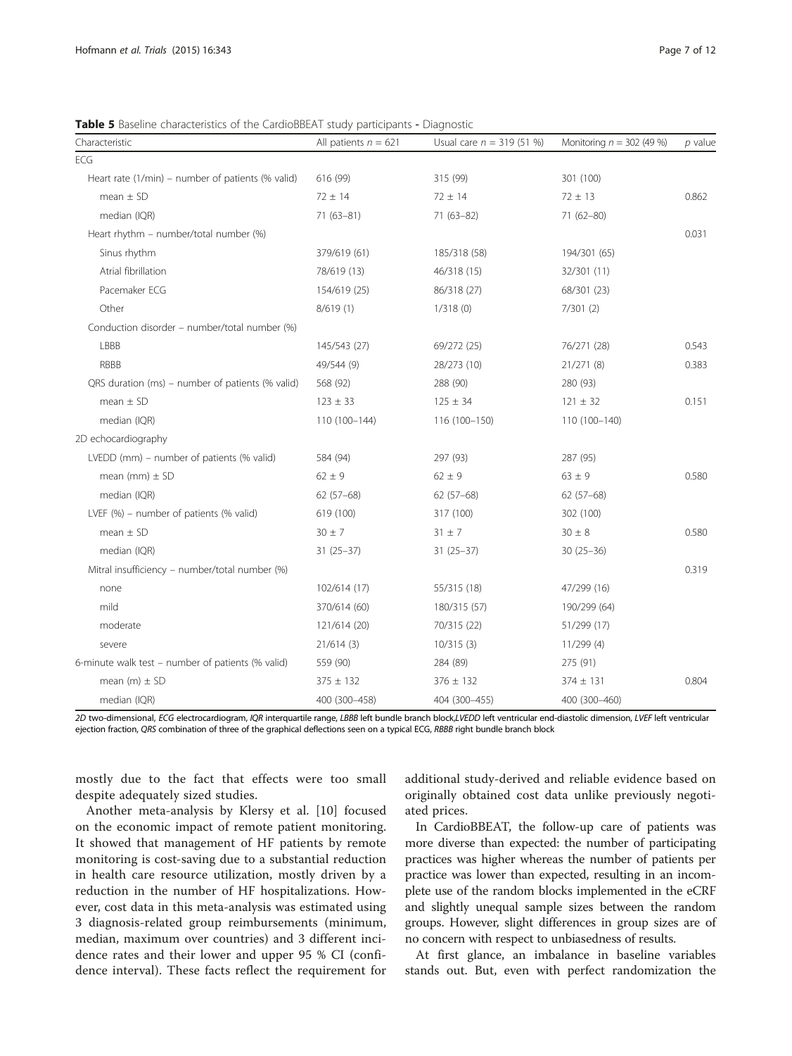**Table 5** Baseline characteristics of the CardioBBEAT study participants - Diagnostic

| Characteristic | All patients $n$ = 621 | Usual care $n$ = 319 (51 %) | Monitoring $n$ = 302 (49 %) | $p$ value |
|---|---|---|---|---|
| ECG | | | | |
| Heart rate (1/min) – number of patients (% valid) | 616 (99) | 315 (99) | 301 (100) | |
| mean ± SD | 72 ± 14 | 72 ± 14 | 72 ± 13 | 0.862 |
| median (IQR) | 71 (63–81) | 71 (63–82) | 71 (62–80) | |
| Heart rhythm – number/total number (%) | | | | 0.031 |
| Sinus rhythm | 379/619 (61) | 185/318 (58) | 194/301 (65) | |
| Atrial fibrillation | 78/619 (13) | 46/318 (15) | 32/301 (11) | |
| Pacemaker ECG | 154/619 (25) | 86/318 (27) | 68/301 (23) | |
| Other | 8/619 (1) | 1/318 (0) | 7/301 (2) | |
| Conduction disorder – number/total number (%) | | | | |
| LBBB | 145/543 (27) | 69/272 (25) | 76/271 (28) | 0.543 |
| RBBB | 49/544 (9) | 28/273 (10) | 21/271 (8) | 0.383 |
| QRS duration (ms) – number of patients (% valid) | 568 (92) | 288 (90) | 280 (93) | |
| mean ± SD | 123 ± 33 | 125 ± 34 | 121 ± 32 | 0.151 |
| median (IQR) | 110 (100–144) | 116 (100–150) | 110 (100–140) | |
| 2D echocardiography | | | | |
| LVEDD (mm) – number of patients (% valid) | 584 (94) | 297 (93) | 287 (95) | |
| mean (mm) ± SD | 62 ± 9 | 62 ± 9 | 63 ± 9 | 0.580 |
| median (IQR) | 62 (57–68) | 62 (57–68) | 62 (57–68) | |
| LVEF (%) – number of patients (% valid) | 619 (100) | 317 (100) | 302 (100) | |
| mean ± SD | 30 ± 7 | 31 ± 7 | 30 ± 8 | 0.580 |
| median (IQR) | 31 (25–37) | 31 (25–37) | 30 (25–36) | |
| Mitral insufficiency – number/total number (%) | | | | 0.319 |
| none | 102/614 (17) | 55/315 (18) | 47/299 (16) | |
| mild | 370/614 (60) | 180/315 (57) | 190/299 (64) | |
| moderate | 121/614 (20) | 70/315 (22) | 51/299 (17) | |
| severe | 21/614 (3) | 10/315 (3) | 11/299 (4) | |
| 6-minute walk test – number of patients (% valid) | 559 (90) | 284 (89) | 275 (91) | |
| mean (m) ± SD | 375 ± 132 | 376 ± 132 | 374 ± 131 | 0.804 |
| median (IQR) | 400 (300–458) | 404 (300–455) | 400 (300–460) | |

*2D* two-dimensional, *ECG* electrocardiogram, *IQR* interquartile range, *LBBB* left bundle branch block,*LVEDD* left ventricular end-diastolic dimension, *LVEF* left ventricular ejection fraction, *QRS* combination of three of the graphical deflections seen on a typical ECG, *RBBB* right bundle branch block

mostly due to the fact that effects were too small despite adequately sized studies.

Another meta-analysis by Klersy et al. [10] focused on the economic impact of remote patient monitoring. It showed that management of HF patients by remote monitoring is cost-saving due to a substantial reduction in health care resource utilization, mostly driven by a reduction in the number of HF hospitalizations. However, cost data in this meta-analysis was estimated using 3 diagnosis-related group reimbursements (minimum, median, maximum over countries) and 3 different incidence rates and their lower and upper 95 % CI (confidence interval). These facts reflect the requirement for additional study-derived and reliable evidence based on originally obtained cost data unlike previously negotiated prices.

In CardioBBEAT, the follow-up care of patients was more diverse than expected: the number of participating practices was higher whereas the number of patients per practice was lower than expected, resulting in an incomplete use of the random blocks implemented in the eCRF and slightly unequal sample sizes between the random groups. However, slight differences in group sizes are of no concern with respect to unbiasedness of results.

At first glance, an imbalance in baseline variables stands out. But, even with perfect randomization the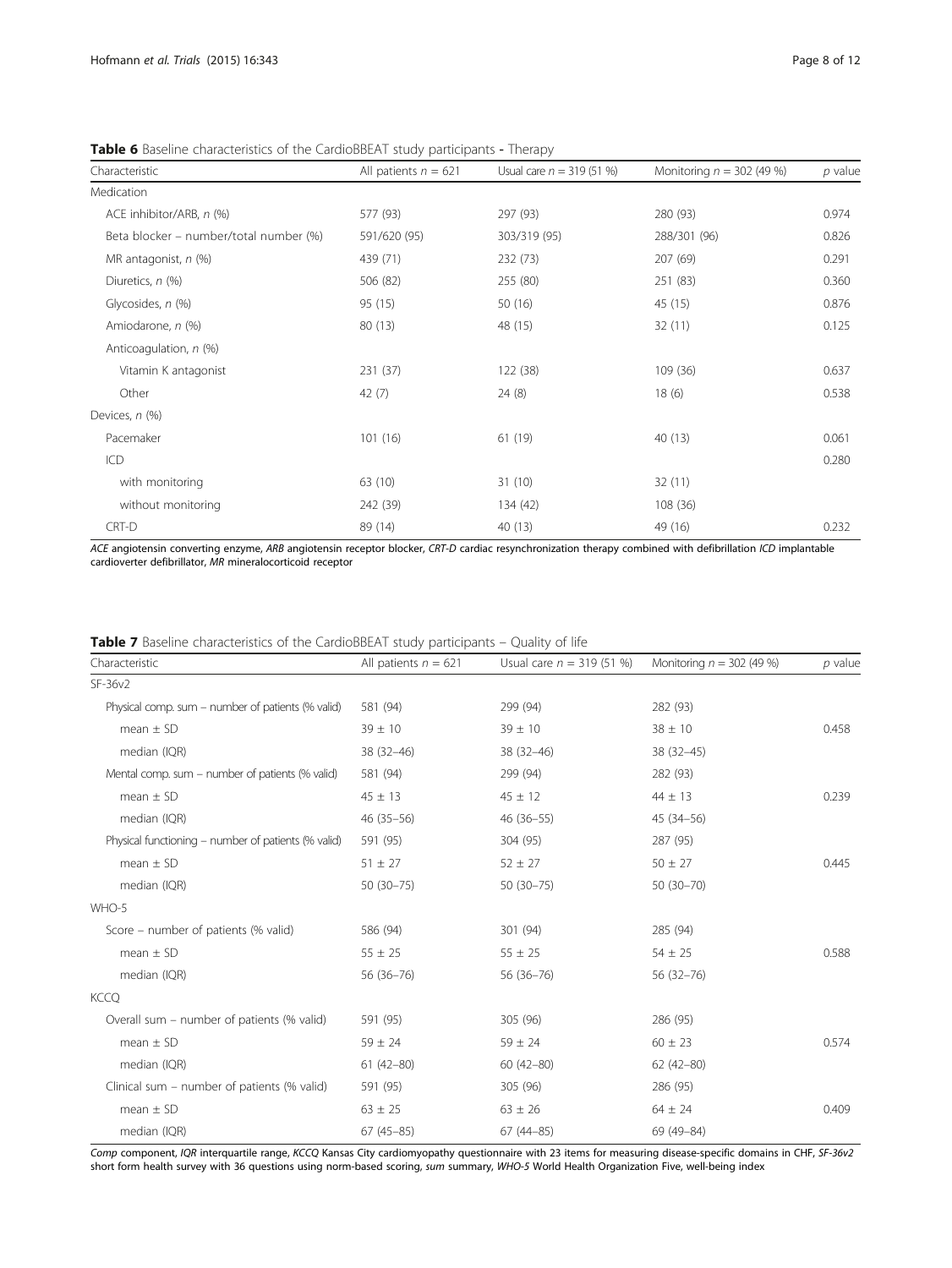**Table 6** Baseline characteristics of the CardioBBEAT study participants - Therapy

| Characteristic | All patients *n* = 621 | Usual care *n* = 319 (51 %) | Monitoring *n* = 302 (49 %) | *p* value |
|---|---|---|---|---|
| Medication | | | | |
| ACE inhibitor/ARB, *n* (%) | 577 (93) | 297 (93) | 280 (93) | 0.974 |
| Beta blocker – number/total number (%) | 591/620 (95) | 303/319 (95) | 288/301 (96) | 0.826 |
| MR antagonist, *n* (%) | 439 (71) | 232 (73) | 207 (69) | 0.291 |
| Diuretics, *n* (%) | 506 (82) | 255 (80) | 251 (83) | 0.360 |
| Glycosides, *n* (%) | 95 (15) | 50 (16) | 45 (15) | 0.876 |
| Amiodarone, *n* (%) | 80 (13) | 48 (15) | 32 (11) | 0.125 |
| Anticoagulation, *n* (%) | | | | |
| Vitamin K antagonist | 231 (37) | 122 (38) | 109 (36) | 0.637 |
| Other | 42 (7) | 24 (8) | 18 (6) | 0.538 |
| Devices, *n* (%) | | | | |
| Pacemaker | 101 (16) | 61 (19) | 40 (13) | 0.061 |
| ICD | | | | 0.280 |
| with monitoring | 63 (10) | 31 (10) | 32 (11) | |
| without monitoring | 242 (39) | 134 (42) | 108 (36) | |
| CRT-D | 89 (14) | 40 (13) | 49 (16) | 0.232 |

*ACE* angiotensin converting enzyme, *ARB* angiotensin receptor blocker, *CRT-D* cardiac resynchronization therapy combined with defibrillation *ICD* implantable cardioverter defibrillator, *MR* mineralocorticoid receptor

**Table 7** Baseline characteristics of the CardioBBEAT study participants – Quality of life

| Characteristic | All patients *n* = 621 | Usual care *n* = 319 (51 %) | Monitoring *n* = 302 (49 %) | *p* value |
|---|---|---|---|---|
| SF-36v2 | | | | |
| Physical comp. sum – number of patients (% valid) | 581 (94) | 299 (94) | 282 (93) | |
| mean ± SD | 39 ± 10 | 39 ± 10 | 38 ± 10 | 0.458 |
| median (IQR) | 38 (32–46) | 38 (32–46) | 38 (32–45) | |
| Mental comp. sum – number of patients (% valid) | 581 (94) | 299 (94) | 282 (93) | |
| mean ± SD | 45 ± 13 | 45 ± 12 | 44 ± 13 | 0.239 |
| median (IQR) | 46 (35–56) | 46 (36–55) | 45 (34–56) | |
| Physical functioning – number of patients (% valid) | 591 (95) | 304 (95) | 287 (95) | |
| mean ± SD | 51 ± 27 | 52 ± 27 | 50 ± 27 | 0.445 |
| median (IQR) | 50 (30–75) | 50 (30–75) | 50 (30–70) | |
| WHO-5 | | | | |
| Score – number of patients (% valid) | 586 (94) | 301 (94) | 285 (94) | |
| mean ± SD | 55 ± 25 | 55 ± 25 | 54 ± 25 | 0.588 |
| median (IQR) | 56 (36–76) | 56 (36–76) | 56 (32–76) | |
| KCCQ | | | | |
| Overall sum – number of patients (% valid) | 591 (95) | 305 (96) | 286 (95) | |
| mean ± SD | 59 ± 24 | 59 ± 24 | 60 ± 23 | 0.574 |
| median (IQR) | 61 (42–80) | 60 (42–80) | 62 (42–80) | |
| Clinical sum – number of patients (% valid) | 591 (95) | 305 (96) | 286 (95) | |
| mean ± SD | 63 ± 25 | 63 ± 26 | 64 ± 24 | 0.409 |
| median (IQR) | 67 (45–85) | 67 (44–85) | 69 (49–84) | |

*Comp* component, *IQR* interquartile range, *KCCQ* Kansas City cardiomyopathy questionnaire with 23 items for measuring disease-specific domains in CHF, *SF-36v2* short form health survey with 36 questions using norm-based scoring, *sum* summary, *WHO-5* World Health Organization Five, well-being index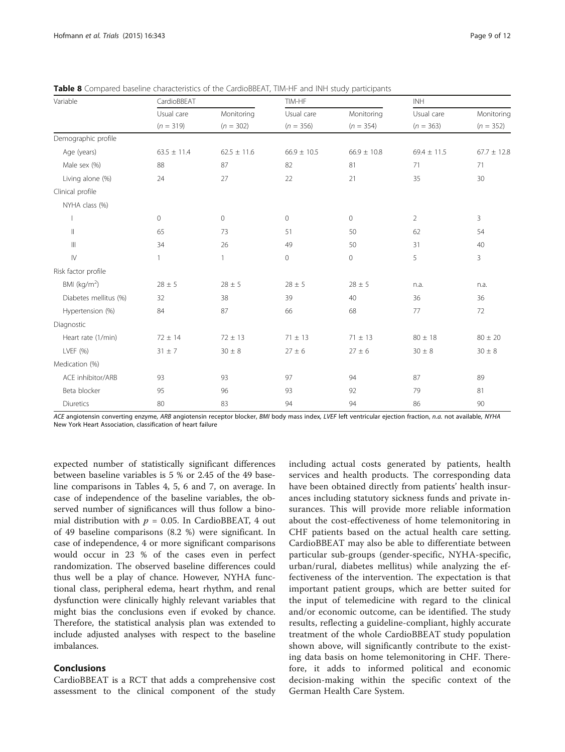**Table 8** Compared baseline characteristics of the CardioBBEAT, TIM-HF and INH study participants

| Variable | CardioBBEAT | | TIM-HF | | INH | |
|---|---|---|---|---|---|---|
| | Usual care ($n$ = 319) | Monitoring ($n$ = 302) | Usual care ($n$ = 356) | Monitoring ($n$ = 354) | Usual care ($n$ = 363) | Monitoring ($n$ = 352) |
| Demographic profile | | | | | | |
| Age (years) | 63.5 ± 11.4 | 62.5 ± 11.6 | 66.9 ± 10.5 | 66.9 ± 10.8 | 69.4 ± 11.5 | 67.7 ± 12.8 |
| Male sex (%) | 88 | 87 | 82 | 81 | 71 | 71 |
| Living alone (%) | 24 | 27 | 22 | 21 | 35 | 30 |
| Clinical profile | | | | | | |
| NYHA class (%) | | | | | | |
| I | 0 | 0 | 0 | 0 | 2 | 3 |
| II | 65 | 73 | 51 | 50 | 62 | 54 |
| III | 34 | 26 | 49 | 50 | 31 | 40 |
| IV | 1 | 1 | 0 | 0 | 5 | 3 |
| Risk factor profile | | | | | | |
| BMI (kg/m$^2$) | 28 ± 5 | 28 ± 5 | 28 ± 5 | 28 ± 5 | n.a. | n.a. |
| Diabetes mellitus (%) | 32 | 38 | 39 | 40 | 36 | 36 |
| Hypertension (%) | 84 | 87 | 66 | 68 | 77 | 72 |
| Diagnostic | | | | | | |
| Heart rate (1/min) | 72 ± 14 | 72 ± 13 | 71 ± 13 | 71 ± 13 | 80 ± 18 | 80 ± 20 |
| LVEF (%) | 31 ± 7 | 30 ± 8 | 27 ± 6 | 27 ± 6 | 30 ± 8 | 30 ± 8 |
| Medication (%) | | | | | | |
| ACE inhibitor/ARB | 93 | 93 | 97 | 94 | 87 | 89 |
| Beta blocker | 95 | 96 | 93 | 92 | 79 | 81 |
| Diuretics | 80 | 83 | 94 | 94 | 86 | 90 |

*ACE* angiotensin converting enzyme, *ARB* angiotensin receptor blocker, *BMI* body mass index, *LVEF* left ventricular ejection fraction, *n.a.* not available, *NYHA* New York Heart Association, classification of heart failure

expected number of statistically significant differences between baseline variables is 5 % or 2.45 of the 49 baseline comparisons in Tables 4, 5, 6 and 7, on average. In case of independence of the baseline variables, the observed number of significances will thus follow a binomial distribution with $p$ = 0.05. In CardioBBEAT, 4 out of 49 baseline comparisons (8.2 %) were significant. In case of independence, 4 or more significant comparisons would occur in 23 % of the cases even in perfect randomization. The observed baseline differences could thus well be a play of chance. However, NYHA functional class, peripheral edema, heart rhythm, and renal dysfunction were clinically highly relevant variables that might bias the conclusions even if evoked by chance. Therefore, the statistical analysis plan was extended to include adjusted analyses with respect to the baseline imbalances.

## Conclusions

CardioBBEAT is a RCT that adds a comprehensive cost assessment to the clinical component of the study including actual costs generated by patients, health services and health products. The corresponding data have been obtained directly from patients' health insurances including statutory sickness funds and private insurances. This will provide more reliable information about the cost-effectiveness of home telemonitoring in CHF patients based on the actual health care setting. CardioBBEAT may also be able to differentiate between particular sub-groups (gender-specific, NYHA-specific, urban/rural, diabetes mellitus) while analyzing the effectiveness of the intervention. The expectation is that important patient groups, which are better suited for the input of telemedicine with regard to the clinical and/or economic outcome, can be identified. The study results, reflecting a guideline-compliant, highly accurate treatment of the whole CardioBBEAT study population shown above, will significantly contribute to the existing data basis on home telemonitoring in CHF. Therefore, it adds to informed political and economic decision-making within the specific context of the German Health Care System.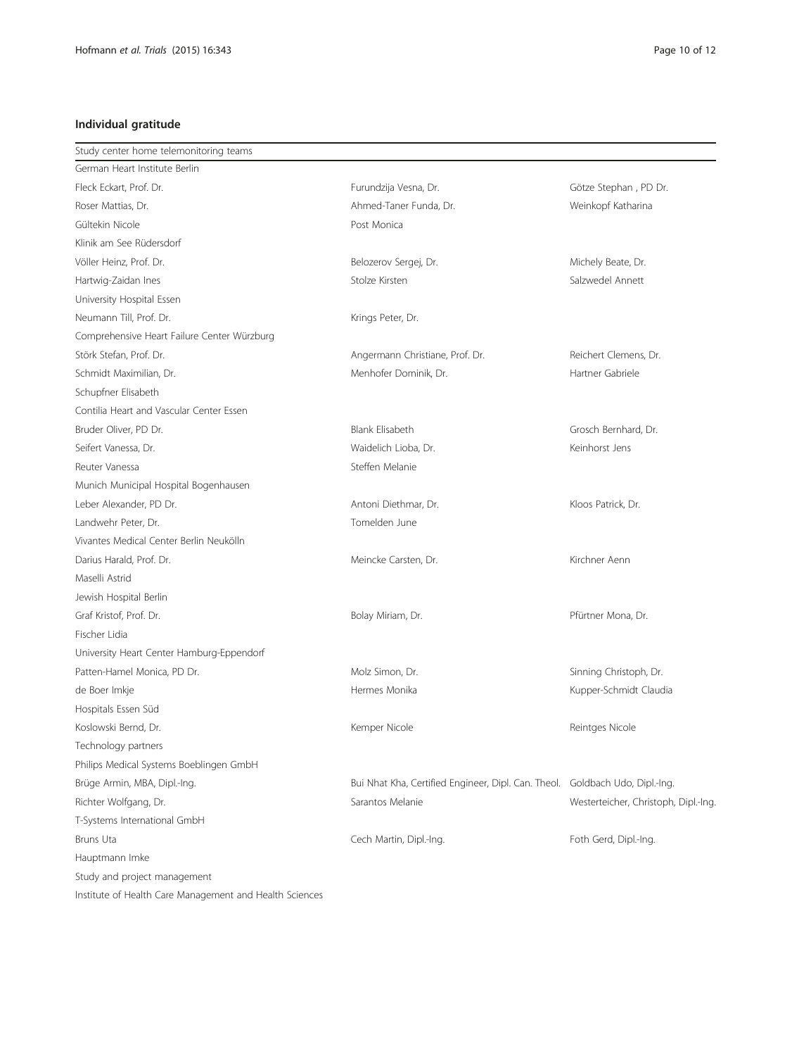## Individual gratitude

| Study center home telemonitoring teams | | |
|---|---|---|
| German Heart Institute Berlin | | |
| Fleck Eckart, Prof. Dr. | Furundzija Vesna, Dr. | Götze Stephan , PD Dr. |
| Roser Mattias, Dr. | Ahmed-Taner Funda, Dr. | Weinkopf Katharina |
| Gültekin Nicole | Post Monica | |
| Klinik am See Rüdersdorf | | |
| Völler Heinz, Prof. Dr. | Belozerov Sergej, Dr. | Michely Beate, Dr. |
| Hartwig-Zaidan Ines | Stolze Kirsten | Salzwedel Annett |
| University Hospital Essen | | |
| Neumann Till, Prof. Dr. | Krings Peter, Dr. | |
| Comprehensive Heart Failure Center Würzburg | | |
| Störk Stefan, Prof. Dr. | Angermann Christiane, Prof. Dr. | Reichert Clemens, Dr. |
| Schmidt Maximilian, Dr. | Menhofer Dominik, Dr. | Hartner Gabriele |
| Schupfner Elisabeth | | |
| Contilia Heart and Vascular Center Essen | | |
| Bruder Oliver, PD Dr. | Blank Elisabeth | Grosch Bernhard, Dr. |
| Seifert Vanessa, Dr. | Waidelich Lioba, Dr. | Keinhorst Jens |
| Reuter Vanessa | Steffen Melanie | |
| Munich Municipal Hospital Bogenhausen | | |
| Leber Alexander, PD Dr. | Antoni Diethmar, Dr. | Kloos Patrick, Dr. |
| Landwehr Peter, Dr. | Tomelden June | |
| Vivantes Medical Center Berlin Neukölln | | |
| Darius Harald, Prof. Dr. | Meincke Carsten, Dr. | Kirchner Aenn |
| Maselli Astrid | | |
| Jewish Hospital Berlin | | |
| Graf Kristof, Prof. Dr. | Bolay Miriam, Dr. | Pfürtner Mona, Dr. |
| Fischer Lidia | | |
| University Heart Center Hamburg-Eppendorf | | |
| Patten-Hamel Monica, PD Dr. | Molz Simon, Dr. | Sinning Christoph, Dr. |
| de Boer Imkje | Hermes Monika | Kupper-Schmidt Claudia |
| Hospitals Essen Süd | | |
| Koslowski Bernd, Dr. | Kemper Nicole | Reintges Nicole |
| Technology partners | | |
| Philips Medical Systems Boeblingen GmbH | | |
| Brüge Armin, MBA, Dipl.-Ing. | Bui Nhat Kha, Certified Engineer, Dipl. Can. Theol. | Goldbach Udo, Dipl.-Ing. |
| Richter Wolfgang, Dr. | Sarantos Melanie | Westerteicher, Christoph, Dipl.-Ing. |
| T-Systems International GmbH | | |
| Bruns Uta | Cech Martin, Dipl.-Ing. | Foth Gerd, Dipl.-Ing. |
| Hauptmann Imke | | |
| Study and project management | | |
| Institute of Health Care Management and Health Sciences | | |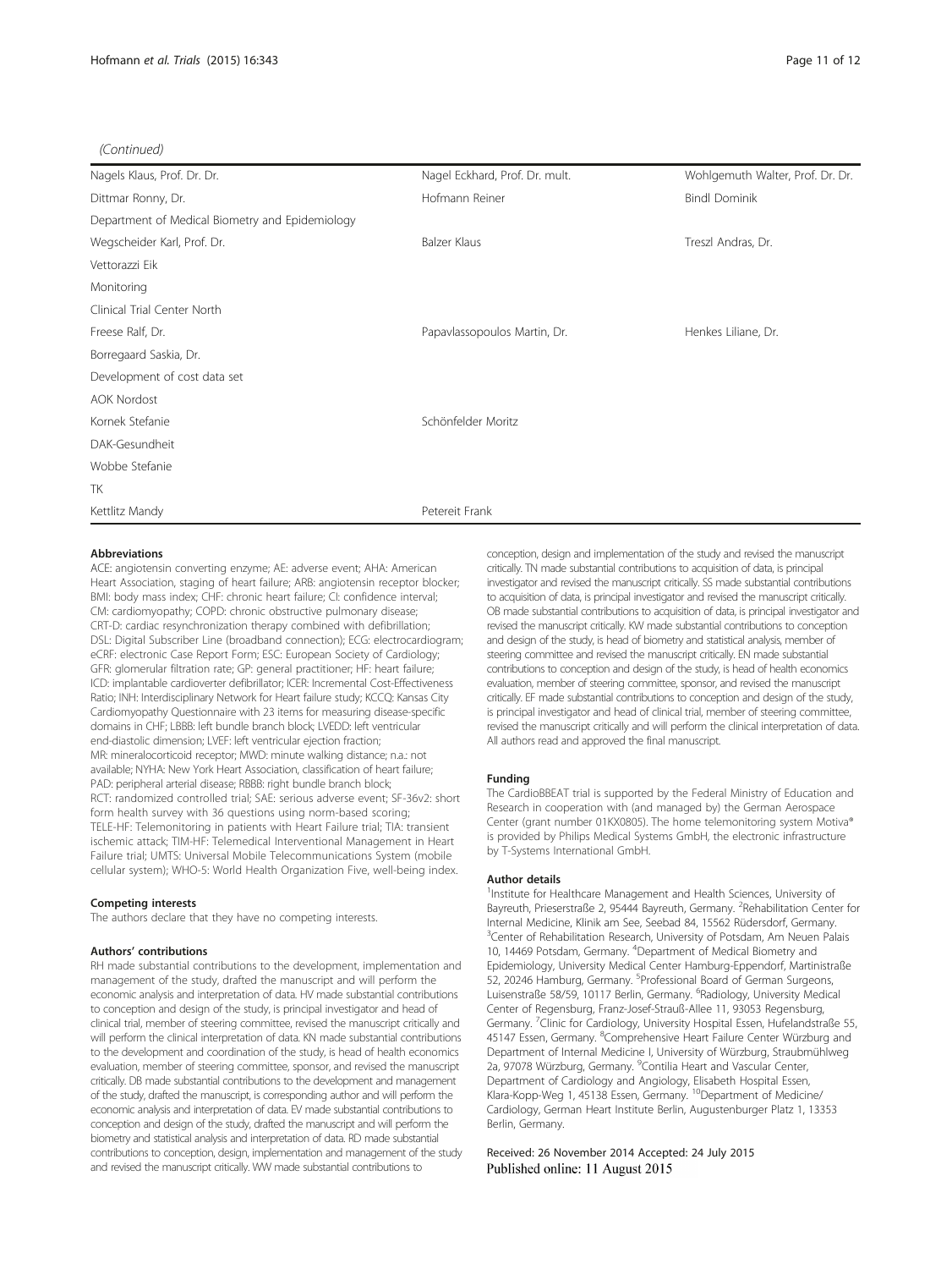(Continued)

| | | |
|---|---|---|
| Nagels Klaus, Prof. Dr. Dr. | Nagel Eckhard, Prof. Dr. mult. | Wohlgemuth Walter, Prof. Dr. Dr. |
| Dittmar Ronny, Dr. | Hofmann Reiner | Bindl Dominik |
| Department of Medical Biometry and Epidemiology | | |
| Wegscheider Karl, Prof. Dr. | Balzer Klaus | Treszl Andras, Dr. |
| Vettorazzi Eik | | |
| Monitoring | | |
| Clinical Trial Center North | | |
| Freese Ralf, Dr. | Papavlassopoulos Martin, Dr. | Henkes Liliane, Dr. |
| Borregaard Saskia, Dr. | | |
| Development of cost data set | | |
| AOK Nordost | | |
| Kornek Stefanie | Schönfelder Moritz | |
| DAK-Gesundheit | | |
| Wobbe Stefanie | | |
| TK | | |
| Kettlitz Mandy | Petereit Frank | |

#### Abbreviations

ACE: angiotensin converting enzyme; AE: adverse event; AHA: American Heart Association, staging of heart failure; ARB: angiotensin receptor blocker; BMI: body mass index; CHF: chronic heart failure; CI: confidence interval; CM: cardiomyopathy; COPD: chronic obstructive pulmonary disease; CRT-D: cardiac resynchronization therapy combined with defibrillation; DSL: Digital Subscriber Line (broadband connection); ECG: electrocardiogram; eCRF: electronic Case Report Form; ESC: European Society of Cardiology; GFR: glomerular filtration rate; GP: general practitioner; HF: heart failure; ICD: implantable cardioverter defibrillator; ICER: Incremental Cost-Effectiveness Ratio; INH: Interdisciplinary Network for Heart failure study; KCCQ: Kansas City Cardiomyopathy Questionnaire with 23 items for measuring disease-specific domains in CHF; LBBB: left bundle branch block; LVEDD: left ventricular end-diastolic dimension; LVEF: left ventricular ejection fraction; MR: mineralocorticoid receptor; MWD: minute walking distance; n.a.: not available; NYHA: New York Heart Association, classification of heart failure; PAD: peripheral arterial disease; RBBB: right bundle branch block; RCT: randomized controlled trial; SAE: serious adverse event; SF-36v2: short form health survey with 36 questions using norm-based scoring; TELE-HF: Telemonitoring in patients with Heart Failure trial; TIA: transient ischemic attack; TIM-HF: Telemedical Interventional Management in Heart Failure trial; UMTS: Universal Mobile Telecommunications System (mobile cellular system); WHO-5: World Health Organization Five, well-being index.

#### Competing interests

The authors declare that they have no competing interests.

#### Authors' contributions

RH made substantial contributions to the development, implementation and management of the study, drafted the manuscript and will perform the economic analysis and interpretation of data. HV made substantial contributions to conception and design of the study, is principal investigator and head of clinical trial, member of steering committee, revised the manuscript critically and will perform the clinical interpretation of data. KN made substantial contributions to the development and coordination of the study, is head of health economics evaluation, member of steering committee, sponsor, and revised the manuscript critically. DB made substantial contributions to the development and management of the study, drafted the manuscript, is corresponding author and will perform the economic analysis and interpretation of data. EV made substantial contributions to conception and design of the study, drafted the manuscript and will perform the biometry and statistical analysis and interpretation of data. RD made substantial contributions to conception, design, implementation and management of the study and revised the manuscript critically. WW made substantial contributions to conception, design and implementation of the study and revised the manuscript critically. TN made substantial contributions to acquisition of data, is principal investigator and revised the manuscript critically. SS made substantial contributions to acquisition of data, is principal investigator and revised the manuscript critically. OB made substantial contributions to acquisition of data, is principal investigator and revised the manuscript critically. KW made substantial contributions to conception and design of the study, is head of biometry and statistical analysis, member of steering committee and revised the manuscript critically. EN made substantial contributions to conception and design of the study, is head of health economics evaluation, member of steering committee, sponsor, and revised the manuscript critically. EF made substantial contributions to conception and design of the study, is principal investigator and head of clinical trial, member of steering committee, revised the manuscript critically and will perform the clinical interpretation of data. All authors read and approved the final manuscript.

#### Funding

The CardioBBEAT trial is supported by the Federal Ministry of Education and Research in cooperation with (and managed by) the German Aerospace Center (grant number 01KX0805). The home telemonitoring system Motiva® is provided by Philips Medical Systems GmbH, the electronic infrastructure by T-Systems International GmbH.

#### Author details

[1]Institute for Healthcare Management and Health Sciences, University of Bayreuth, Prieserstraße 2, 95444 Bayreuth, Germany. [2]Rehabilitation Center for Internal Medicine, Klinik am See, Seebad 84, 15562 Rüdersdorf, Germany. [3]Center of Rehabilitation Research, University of Potsdam, Am Neuen Palais 10, 14469 Potsdam, Germany. [4]Department of Medical Biometry and Epidemiology, University Medical Center Hamburg-Eppendorf, Martinistraße 52, 20246 Hamburg, Germany. [5]Professional Board of German Surgeons, Luisenstraße 58/59, 10117 Berlin, Germany. [6]Radiology, University Medical Center of Regensburg, Franz-Josef-Strauß-Allee 11, 93053 Regensburg, Germany. [7]Clinic for Cardiology, University Hospital Essen, Hufelandstraße 55, 45147 Essen, Germany. [8]Comprehensive Heart Failure Center Würzburg and Department of Internal Medicine I, University of Würzburg, Straubmühlweg 2a, 97078 Würzburg, Germany. [9]Contilia Heart and Vascular Center, Department of Cardiology and Angiology, Elisabeth Hospital Essen, Klara-Kopp-Weg 1, 45138 Essen, Germany. [10]Department of Medicine/ Cardiology, German Heart Institute Berlin, Augustenburger Platz 1, 13353 Berlin, Germany.

Received: 26 November 2014 Accepted: 24 July 2015
Published online: 11 August 2015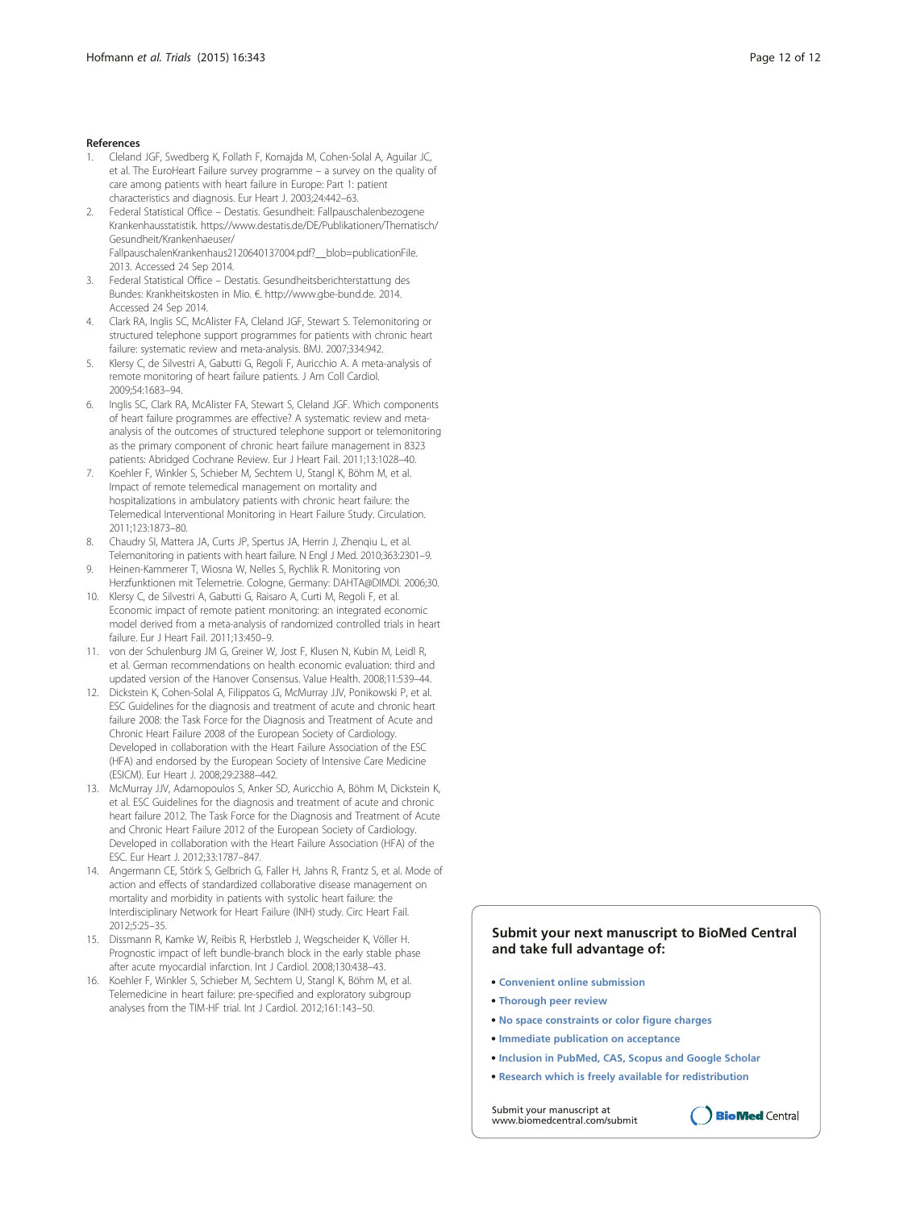#### References

1. Cleland JGF, Swedberg K, Follath F, Komajda M, Cohen-Solal A, Aguilar JC, et al. The EuroHeart Failure survey programme – a survey on the quality of care among patients with heart failure in Europe: Part 1: patient characteristics and diagnosis. Eur Heart J. 2003;24:442–63.
2. Federal Statistical Office – Destatis. Gesundheit: Fallpauschalenbezogene Krankenhausstatistik. https://www.destatis.de/DE/Publikationen/Thematisch/Gesundheit/Krankenhaeuser/FallpauschalenKrankenhaus2120640137004.pdf?__blob=publicationFile. 2013. Accessed 24 Sep 2014.
3. Federal Statistical Office – Destatis. Gesundheitsberichterstattung des Bundes: Krankheitskosten in Mio. €. http://www.gbe-bund.de. 2014. Accessed 24 Sep 2014.
4. Clark RA, Inglis SC, McAlister FA, Cleland JGF, Stewart S. Telemonitoring or structured telephone support programmes for patients with chronic heart failure: systematic review and meta-analysis. BMJ. 2007;334:942.
5. Klersy C, de Silvestri A, Gabutti G, Regoli F, Auricchio A. A meta-analysis of remote monitoring of heart failure patients. J Am Coll Cardiol. 2009;54:1683–94.
6. Inglis SC, Clark RA, McAlister FA, Stewart S, Cleland JGF. Which components of heart failure programmes are effective? A systematic review and meta-analysis of the outcomes of structured telephone support or telemonitoring as the primary component of chronic heart failure management in 8323 patients: Abridged Cochrane Review. Eur J Heart Fail. 2011;13:1028–40.
7. Koehler F, Winkler S, Schieber M, Sechtem U, Stangl K, Böhm M, et al. Impact of remote telemedical management on mortality and hospitalizations in ambulatory patients with chronic heart failure: the Telemedical Interventional Monitoring in Heart Failure Study. Circulation. 2011;123:1873–80.
8. Chaudry SI, Mattera JA, Curts JP, Spertus JA, Herrin J, Zhenqiu L, et al. Telemonitoring in patients with heart failure. N Engl J Med. 2010;363:2301–9.
9. Heinen-Kammerer T, Wiosna W, Nelles S, Rychlik R. Monitoring von Herzfunktionen mit Telemetrie. Cologne, Germany: DAHTA@DIMDI. 2006;30.
10. Klersy C, de Silvestri A, Gabutti G, Raisaro A, Curti M, Regoli F, et al. Economic impact of remote patient monitoring: an integrated economic model derived from a meta-analysis of randomized controlled trials in heart failure. Eur J Heart Fail. 2011;13:450–9.
11. von der Schulenburg JM G, Greiner W, Jost F, Klusen N, Kubin M, Leidl R, et al. German recommendations on health economic evaluation: third and updated version of the Hanover Consensus. Value Health. 2008;11:539–44.
12. Dickstein K, Cohen-Solal A, Filippatos G, McMurray JJV, Ponikowski P, et al. ESC Guidelines for the diagnosis and treatment of acute and chronic heart failure 2008: the Task Force for the Diagnosis and Treatment of Acute and Chronic Heart Failure 2008 of the European Society of Cardiology. Developed in collaboration with the Heart Failure Association of the ESC (HFA) and endorsed by the European Society of Intensive Care Medicine (ESICM). Eur Heart J. 2008;29:2388–442.
13. McMurray JJV, Adamopoulos S, Anker SD, Auricchio A, Böhm M, Dickstein K, et al. ESC Guidelines for the diagnosis and treatment of acute and chronic heart failure 2012. The Task Force for the Diagnosis and Treatment of Acute and Chronic Heart Failure 2012 of the European Society of Cardiology. Developed in collaboration with the Heart Failure Association (HFA) of the ESC. Eur Heart J. 2012;33:1787–847.
14. Angermann CE, Störk S, Gelbrich G, Faller H, Jahns R, Frantz S, et al. Mode of action and effects of standardized collaborative disease management on mortality and morbidity in patients with systolic heart failure: the Interdisciplinary Network for Heart Failure (INH) study. Circ Heart Fail. 2012;5:25–35.
15. Dissmann R, Kamke W, Reibis R, Herbstleb J, Wegscheider K, Völler H. Prognostic impact of left bundle-branch block in the early stable phase after acute myocardial infarction. Int J Cardiol. 2008;130:438–43.
16. Koehler F, Winkler S, Schieber M, Sechtem U, Stangl K, Böhm M, et al. Telemedicine in heart failure: pre-specified and exploratory subgroup analyses from the TIM-HF trial. Int J Cardiol. 2012;161:143–50.

**Submit your next manuscript to BioMed Central and take full advantage of:**

- Convenient online submission
- Thorough peer review
- No space constraints or color figure charges
- Immediate publication on acceptance
- Inclusion in PubMed, CAS, Scopus and Google Scholar
- Research which is freely available for redistribution

Submit your manuscript at
www.biomedcentral.com/submit

BioMed Central